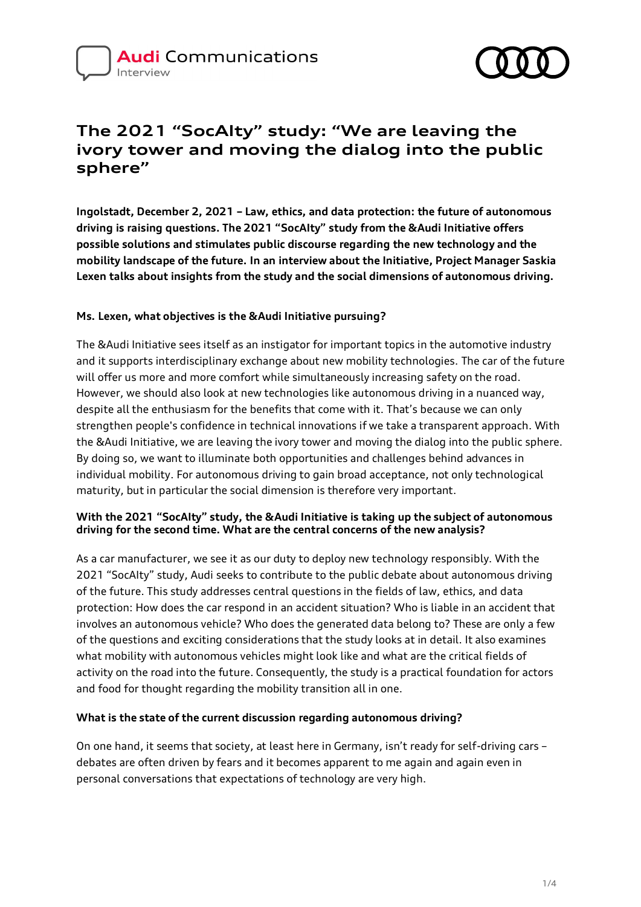Audi Communications
Interview

# The 2021 "SocAIty" study: "We are leaving the ivory tower and moving the dialog into the public sphere"

**Ingolstadt, December 2, 2021 – Law, ethics, and data protection: the future of autonomous driving is raising questions. The 2021 "SocAIty" study from the &Audi Initiative offers possible solutions and stimulates public discourse regarding the new technology and the mobility landscape of the future. In an interview about the Initiative, Project Manager Saskia Lexen talks about insights from the study and the social dimensions of autonomous driving.**

**Ms. Lexen, what objectives is the &Audi Initiative pursuing?**

The &Audi Initiative sees itself as an instigator for important topics in the automotive industry and it supports interdisciplinary exchange about new mobility technologies. The car of the future will offer us more and more comfort while simultaneously increasing safety on the road. However, we should also look at new technologies like autonomous driving in a nuanced way, despite all the enthusiasm for the benefits that come with it. That's because we can only strengthen people's confidence in technical innovations if we take a transparent approach. With the &Audi Initiative, we are leaving the ivory tower and moving the dialog into the public sphere. By doing so, we want to illuminate both opportunities and challenges behind advances in individual mobility. For autonomous driving to gain broad acceptance, not only technological maturity, but in particular the social dimension is therefore very important.

**With the 2021 "SocAIty" study, the &Audi Initiative is taking up the subject of autonomous driving for the second time. What are the central concerns of the new analysis?**

As a car manufacturer, we see it as our duty to deploy new technology responsibly. With the 2021 "SocAIty" study, Audi seeks to contribute to the public debate about autonomous driving of the future. This study addresses central questions in the fields of law, ethics, and data protection: How does the car respond in an accident situation? Who is liable in an accident that involves an autonomous vehicle? Who does the generated data belong to? These are only a few of the questions and exciting considerations that the study looks at in detail. It also examines what mobility with autonomous vehicles might look like and what are the critical fields of activity on the road into the future. Consequently, the study is a practical foundation for actors and food for thought regarding the mobility transition all in one.

**What is the state of the current discussion regarding autonomous driving?**

On one hand, it seems that society, at least here in Germany, isn't ready for self-driving cars – debates are often driven by fears and it becomes apparent to me again and again even in personal conversations that expectations of technology are very high.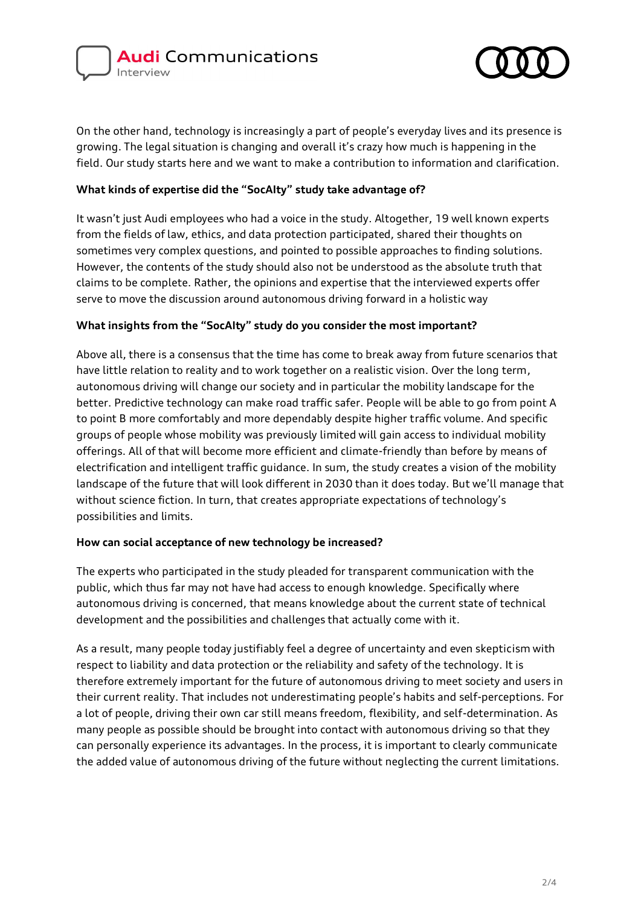On the other hand, technology is increasingly a part of people's everyday lives and its presence is growing. The legal situation is changing and overall it's crazy how much is happening in the field. Our study starts here and we want to make a contribution to information and clarification.

**What kinds of expertise did the "SocAIty" study take advantage of?**

It wasn't just Audi employees who had a voice in the study. Altogether, 19 well known experts from the fields of law, ethics, and data protection participated, shared their thoughts on sometimes very complex questions, and pointed to possible approaches to finding solutions. However, the contents of the study should also not be understood as the absolute truth that claims to be complete. Rather, the opinions and expertise that the interviewed experts offer serve to move the discussion around autonomous driving forward in a holistic way

**What insights from the "SocAIty" study do you consider the most important?**

Above all, there is a consensus that the time has come to break away from future scenarios that have little relation to reality and to work together on a realistic vision. Over the long term, autonomous driving will change our society and in particular the mobility landscape for the better. Predictive technology can make road traffic safer. People will be able to go from point A to point B more comfortably and more dependably despite higher traffic volume. And specific groups of people whose mobility was previously limited will gain access to individual mobility offerings. All of that will become more efficient and climate-friendly than before by means of electrification and intelligent traffic guidance. In sum, the study creates a vision of the mobility landscape of the future that will look different in 2030 than it does today. But we'll manage that without science fiction. In turn, that creates appropriate expectations of technology's possibilities and limits.

**How can social acceptance of new technology be increased?**

The experts who participated in the study pleaded for transparent communication with the public, which thus far may not have had access to enough knowledge. Specifically where autonomous driving is concerned, that means knowledge about the current state of technical development and the possibilities and challenges that actually come with it.

As a result, many people today justifiably feel a degree of uncertainty and even skepticism with respect to liability and data protection or the reliability and safety of the technology. It is therefore extremely important for the future of autonomous driving to meet society and users in their current reality. That includes not underestimating people's habits and self-perceptions. For a lot of people, driving their own car still means freedom, flexibility, and self-determination. As many people as possible should be brought into contact with autonomous driving so that they can personally experience its advantages. In the process, it is important to clearly communicate the added value of autonomous driving of the future without neglecting the current limitations.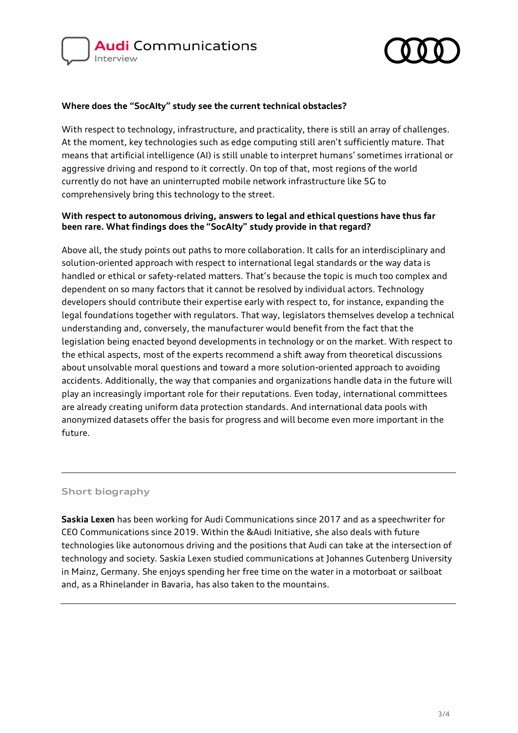**Where does the "SocAIty" study see the current technical obstacles?**

With respect to technology, infrastructure, and practicality, there is still an array of challenges. At the moment, key technologies such as edge computing still aren't sufficiently mature. That means that artificial intelligence (AI) is still unable to interpret humans' sometimes irrational or aggressive driving and respond to it correctly. On top of that, most regions of the world currently do not have an uninterrupted mobile network infrastructure like 5G to comprehensively bring this technology to the street.

**With respect to autonomous driving, answers to legal and ethical questions have thus far been rare. What findings does the "SocAIty" study provide in that regard?**

Above all, the study points out paths to more collaboration. It calls for an interdisciplinary and solution-oriented approach with respect to international legal standards or the way data is handled or ethical or safety-related matters. That's because the topic is much too complex and dependent on so many factors that it cannot be resolved by individual actors. Technology developers should contribute their expertise early with respect to, for instance, expanding the legal foundations together with regulators. That way, legislators themselves develop a technical understanding and, conversely, the manufacturer would benefit from the fact that the legislation being enacted beyond developments in technology or on the market. With respect to the ethical aspects, most of the experts recommend a shift away from theoretical discussions about unsolvable moral questions and toward a more solution-oriented approach to avoiding accidents. Additionally, the way that companies and organizations handle data in the future will play an increasingly important role for their reputations. Even today, international committees are already creating uniform data protection standards. And international data pools with anonymized datasets offer the basis for progress and will become even more important in the future.

---

## Short biography

**Saskia Lexen** has been working for Audi Communications since 2017 and as a speechwriter for CEO Communications since 2019. Within the &Audi Initiative, she also deals with future technologies like autonomous driving and the positions that Audi can take at the intersection of technology and society. Saskia Lexen studied communications at Johannes Gutenberg University in Mainz, Germany. She enjoys spending her free time on the water in a motorboat or sailboat and, as a Rhinelander in Bavaria, has also taken to the mountains.

---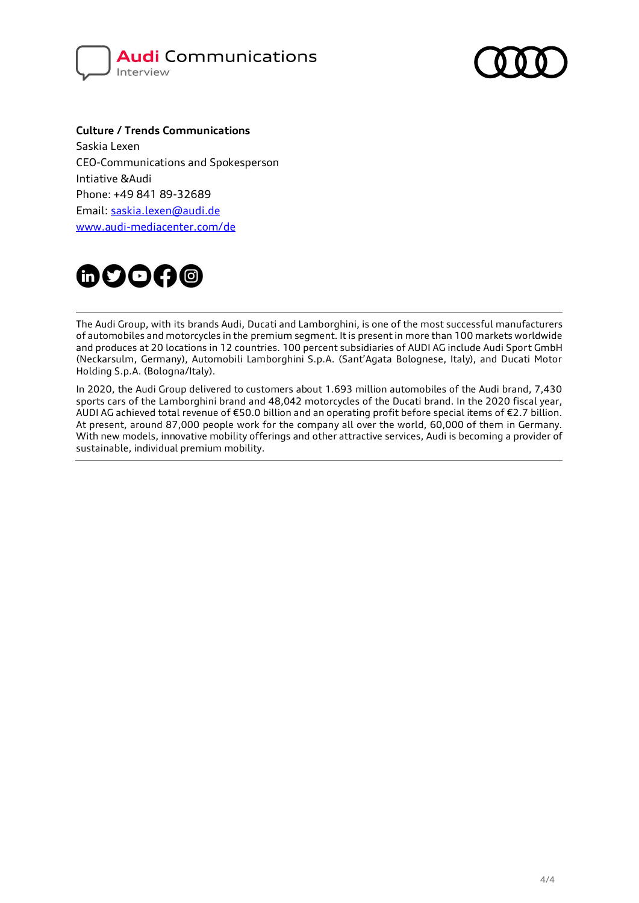**Culture / Trends Communications**
Saskia Lexen
CEO-Communications and Spokesperson
Intiative &Audi
Phone: +49 841 89-32689
Email: [saskia.lexen@audi.de](mailto:saskia.lexen@audi.de)
[www.audi-mediacenter.com/de](http://www.audi-mediacenter.com/de)

---

The Audi Group, with its brands Audi, Ducati and Lamborghini, is one of the most successful manufacturers of automobiles and motorcycles in the premium segment. It is present in more than 100 markets worldwide and produces at 20 locations in 12 countries. 100 percent subsidiaries of AUDI AG include Audi Sport GmbH (Neckarsulm, Germany), Automobili Lamborghini S.p.A. (Sant'Agata Bolognese, Italy), and Ducati Motor Holding S.p.A. (Bologna/Italy).

In 2020, the Audi Group delivered to customers about 1.693 million automobiles of the Audi brand, 7,430 sports cars of the Lamborghini brand and 48,042 motorcycles of the Ducati brand. In the 2020 fiscal year, AUDI AG achieved total revenue of €50.0 billion and an operating profit before special items of €2.7 billion. At present, around 87,000 people work for the company all over the world, 60,000 of them in Germany. With new models, innovative mobility offerings and other attractive services, Audi is becoming a provider of sustainable, individual premium mobility.

---